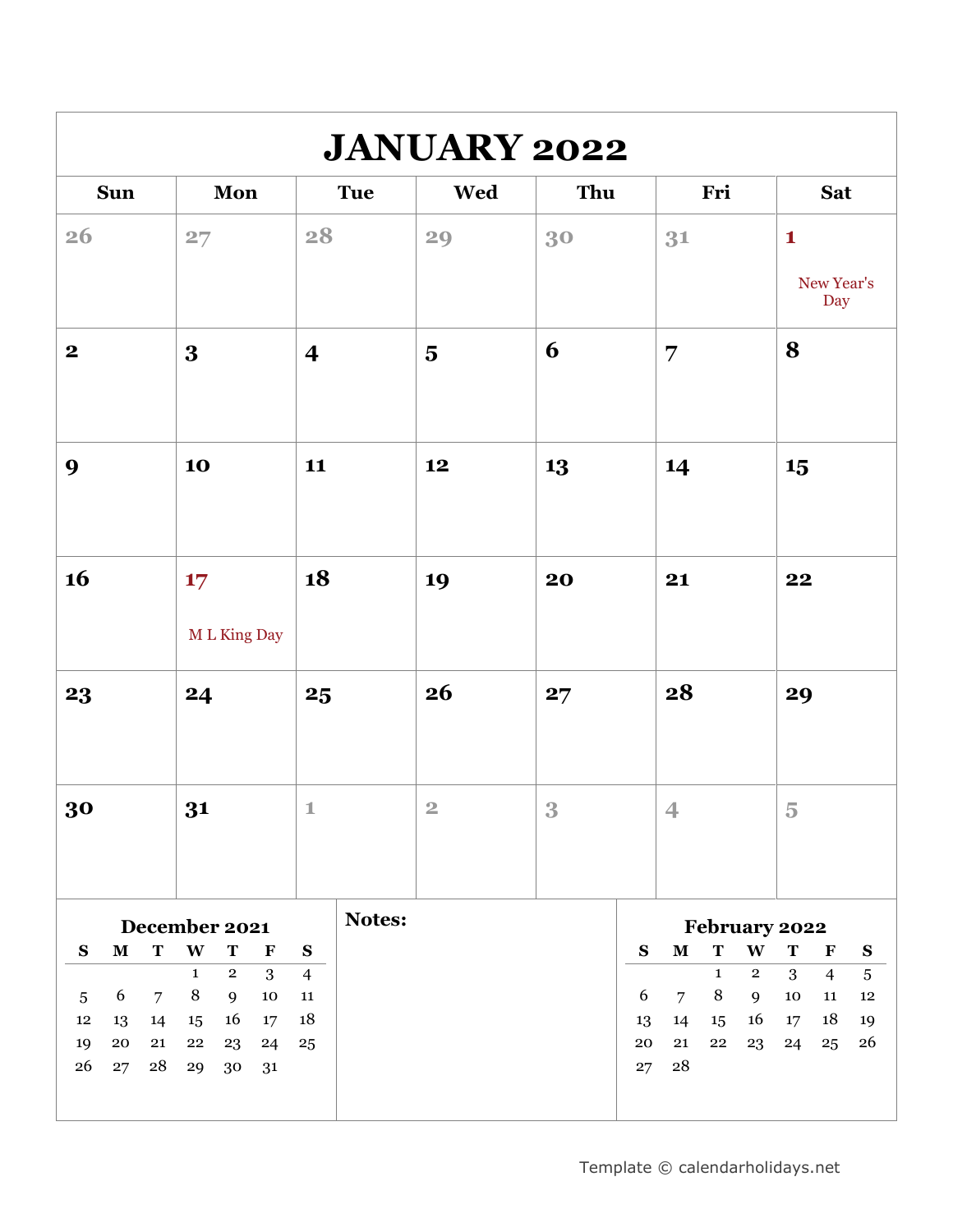# JANUARY 2022

| Sun | Mon | Tue | Wed | Thu | Fri | Sat |
|---|---|---|---|---|---|---|
| 26 | 27 | 28 | 29 | 30 | 31 | 1 New Year's Day |
| 2 | 3 | 4 | 5 | 6 | 7 | 8 |
| 9 | 10 | 11 | 12 | 13 | 14 | 15 |
| 16 | 17 M L King Day | 18 | 19 | 20 | 21 | 22 |
| 23 | 24 | 25 | 26 | 27 | 28 | 29 |
| 30 | 31 | 1 | 2 | 3 | 4 | 5 |

### December 2021

| S | M | T | W | T | F | S |
|---|---|---|---|---|---|---|
| | | | 1 | 2 | 3 | 4 |
| 5 | 6 | 7 | 8 | 9 | 10 | 11 |
| 12 | 13 | 14 | 15 | 16 | 17 | 18 |
| 19 | 20 | 21 | 22 | 23 | 24 | 25 |
| 26 | 27 | 28 | 29 | 30 | 31 | |

**Notes:**

### February 2022

| S | M | T | W | T | F | S |
|---|---|---|---|---|---|---|
| | | 1 | 2 | 3 | 4 | 5 |
| 6 | 7 | 8 | 9 | 10 | 11 | 12 |
| 13 | 14 | 15 | 16 | 17 | 18 | 19 |
| 20 | 21 | 22 | 23 | 24 | 25 | 26 |
| 27 | 28 | | | | | |

Template © calendarholidays.net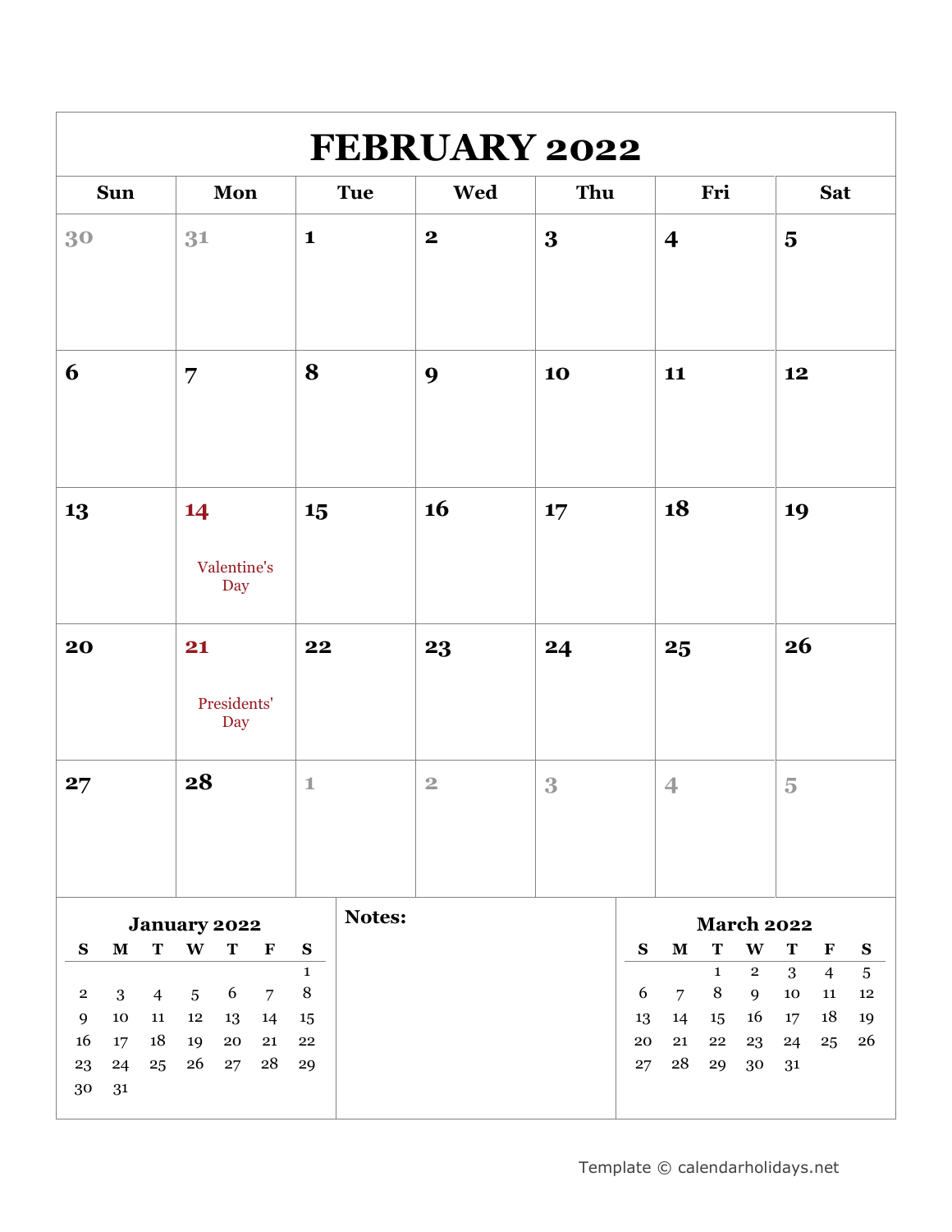# FEBRUARY 2022

| Sun | Mon | Tue | Wed | Thu | Fri | Sat |
|---|---|---|---|---|---|---|
| 30 | 31 | 1 | 2 | 3 | 4 | 5 |
| 6 | 7 | 8 | 9 | 10 | 11 | 12 |
| 13 | 14 Valentine's Day | 15 | 16 | 17 | 18 | 19 |
| 20 | 21 Presidents' Day | 22 | 23 | 24 | 25 | 26 |
| 27 | 28 | 1 | 2 | 3 | 4 | 5 |

### January 2022

| S | M | T | W | T | F | S |
|---|---|---|---|---|---|---|
| | | | | | | 1 |
| 2 | 3 | 4 | 5 | 6 | 7 | 8 |
| 9 | 10 | 11 | 12 | 13 | 14 | 15 |
| 16 | 17 | 18 | 19 | 20 | 21 | 22 |
| 23 | 24 | 25 | 26 | 27 | 28 | 29 |
| 30 | 31 | | | | | |

**Notes:**

### March 2022

| S | M | T | W | T | F | S |
|---|---|---|---|---|---|---|
| | | 1 | 2 | 3 | 4 | 5 |
| 6 | 7 | 8 | 9 | 10 | 11 | 12 |
| 13 | 14 | 15 | 16 | 17 | 18 | 19 |
| 20 | 21 | 22 | 23 | 24 | 25 | 26 |
| 27 | 28 | 29 | 30 | 31 | | |

Template © calendarholidays.net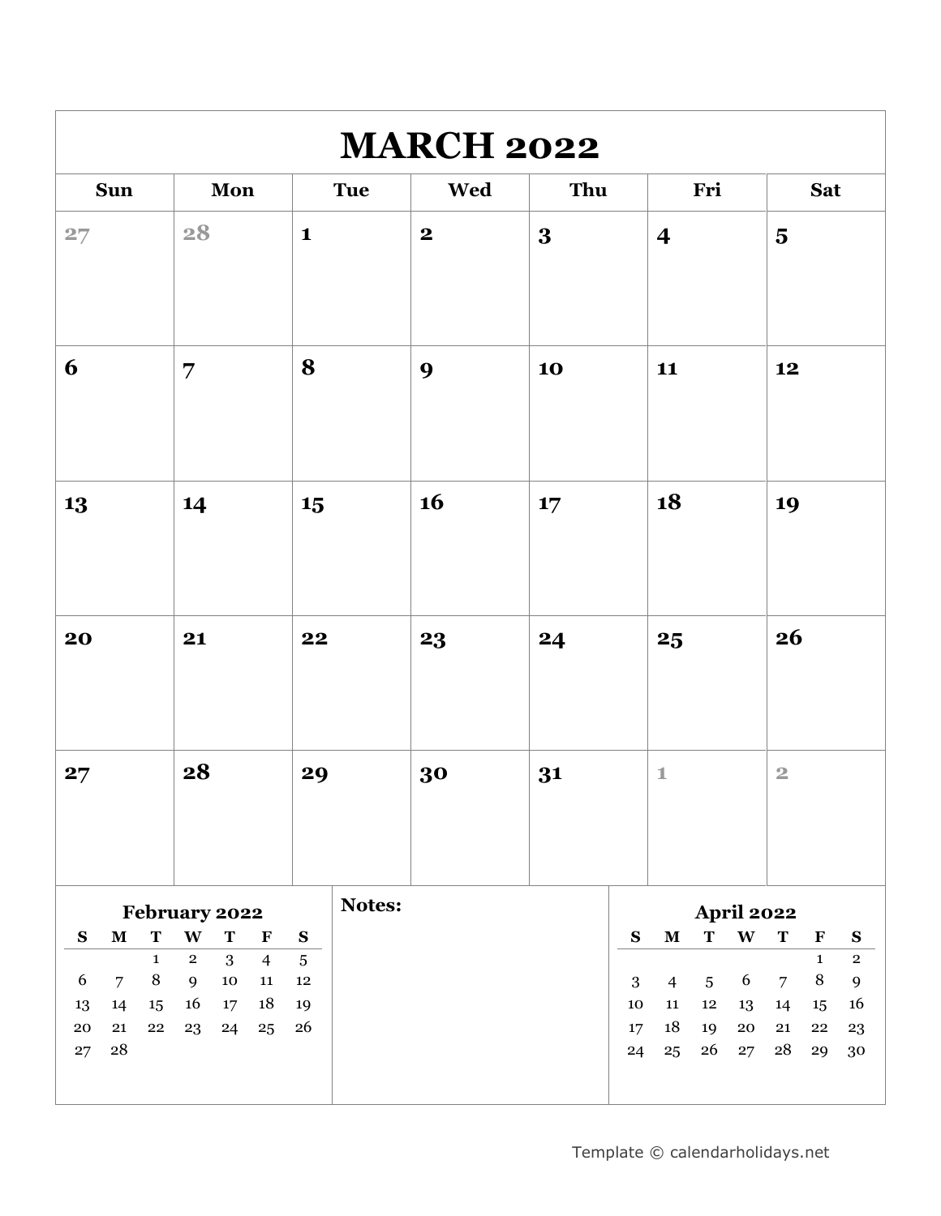# MARCH 2022

| Sun | Mon | Tue | Wed | Thu | Fri | Sat |
|---|---|---|---|---|---|---|
| 27 | 28 | 1 | 2 | 3 | 4 | 5 |
| 6 | 7 | 8 | 9 | 10 | 11 | 12 |
| 13 | 14 | 15 | 16 | 17 | 18 | 19 |
| 20 | 21 | 22 | 23 | 24 | 25 | 26 |
| 27 | 28 | 29 | 30 | 31 | 1 | 2 |

**February 2022**

| S | M | T | W | T | F | S |
|---|---|---|---|---|---|---|
| | | 1 | 2 | 3 | 4 | 5 |
| 6 | 7 | 8 | 9 | 10 | 11 | 12 |
| 13 | 14 | 15 | 16 | 17 | 18 | 19 |
| 20 | 21 | 22 | 23 | 24 | 25 | 26 |
| 27 | 28 | | | | | |

**Notes:**

**April 2022**

| S | M | T | W | T | F | S |
|---|---|---|---|---|---|---|
| | | | | | 1 | 2 |
| 3 | 4 | 5 | 6 | 7 | 8 | 9 |
| 10 | 11 | 12 | 13 | 14 | 15 | 16 |
| 17 | 18 | 19 | 20 | 21 | 22 | 23 |
| 24 | 25 | 26 | 27 | 28 | 29 | 30 |

Template © calendarholidays.net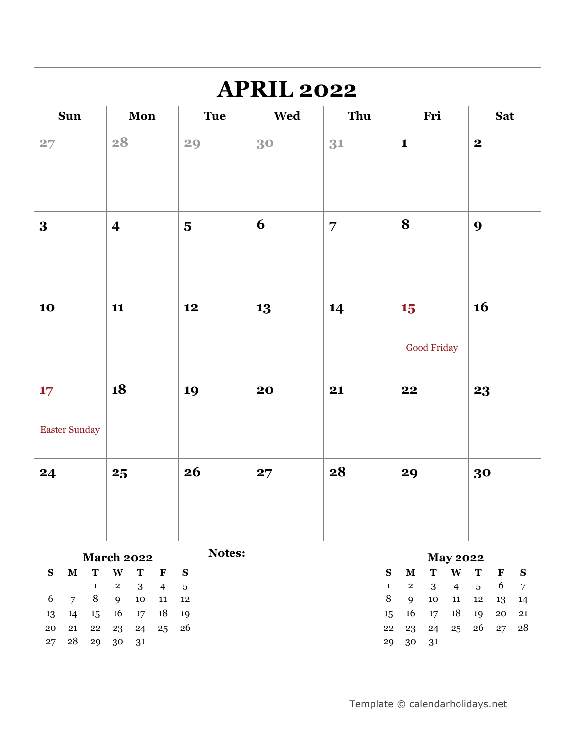# APRIL 2022

| Sun | Mon | Tue | Wed | Thu | Fri | Sat |
| --- | --- | --- | --- | --- | --- | --- |
| 27 | 28 | 29 | 30 | 31 | 1 | 2 |
| 3 | 4 | 5 | 6 | 7 | 8 | 9 |
| 10 | 11 | 12 | 13 | 14 | 15 Good Friday | 16 |
| 17 Easter Sunday | 18 | 19 | 20 | 21 | 22 | 23 |
| 24 | 25 | 26 | 27 | 28 | 29 | 30 |

**March 2022**

| S | M | T | W | T | F | S |
| --- | --- | --- | --- | --- | --- | --- |
| | | 1 | 2 | 3 | 4 | 5 |
| 6 | 7 | 8 | 9 | 10 | 11 | 12 |
| 13 | 14 | 15 | 16 | 17 | 18 | 19 |
| 20 | 21 | 22 | 23 | 24 | 25 | 26 |
| 27 | 28 | 29 | 30 | 31 | | |

**Notes:**

**May 2022**

| S | M | T | W | T | F | S |
| --- | --- | --- | --- | --- | --- | --- |
| 1 | 2 | 3 | 4 | 5 | 6 | 7 |
| 8 | 9 | 10 | 11 | 12 | 13 | 14 |
| 15 | 16 | 17 | 18 | 19 | 20 | 21 |
| 22 | 23 | 24 | 25 | 26 | 27 | 28 |
| 29 | 30 | 31 | | | | |

Template © calendarholidays.net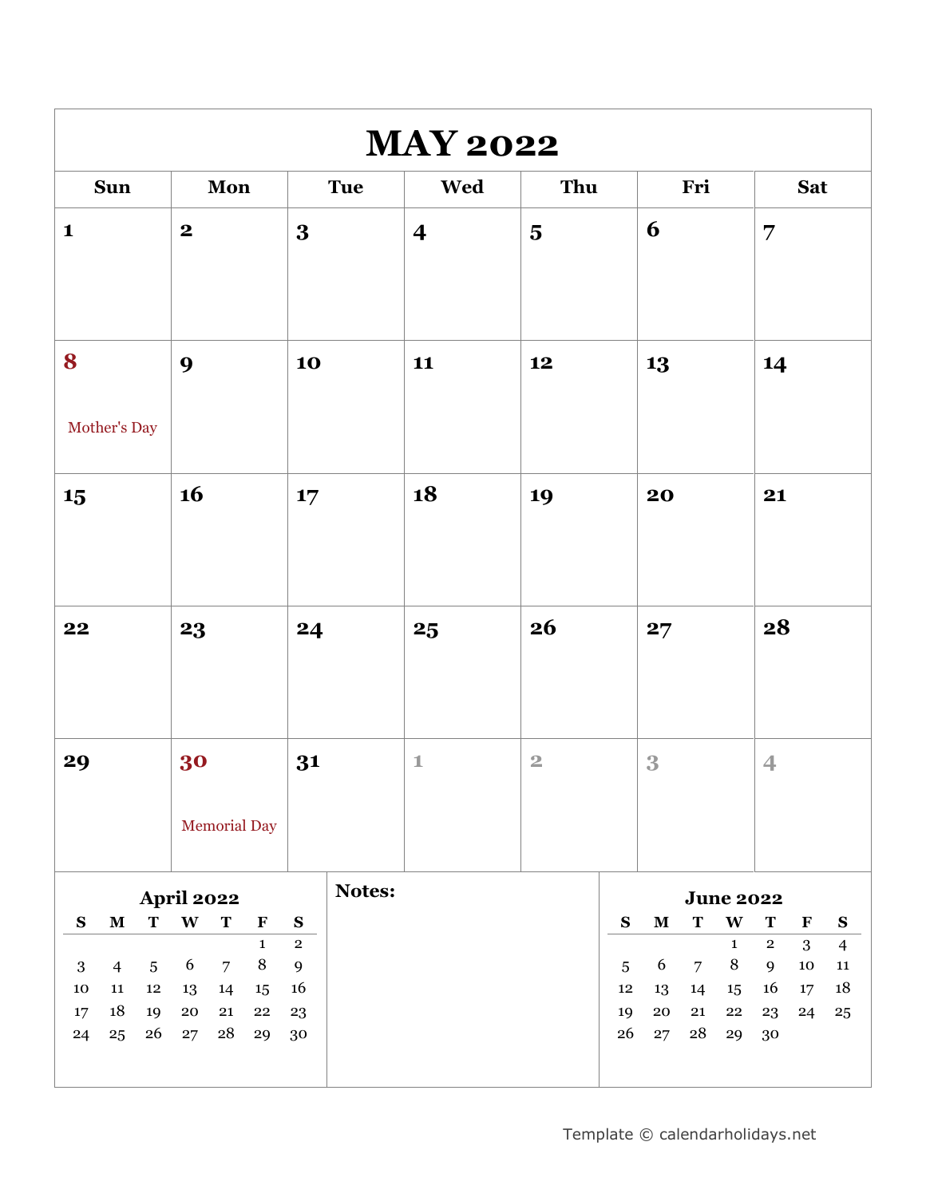# MAY 2022

| Sun | Mon | Tue | Wed | Thu | Fri | Sat |
|---|---|---|---|---|---|---|
| 1 | 2 | 3 | 4 | 5 | 6 | 7 |
| 8 Mother's Day | 9 | 10 | 11 | 12 | 13 | 14 |
| 15 | 16 | 17 | 18 | 19 | 20 | 21 |
| 22 | 23 | 24 | 25 | 26 | 27 | 28 |
| 29 | 30 Memorial Day | 31 | 1 | 2 | 3 | 4 |

## April 2022

| S | M | T | W | T | F | S |
|---|---|---|---|---|---|---|
| | | | | | 1 | 2 |
| 3 | 4 | 5 | 6 | 7 | 8 | 9 |
| 10 | 11 | 12 | 13 | 14 | 15 | 16 |
| 17 | 18 | 19 | 20 | 21 | 22 | 23 |
| 24 | 25 | 26 | 27 | 28 | 29 | 30 |

**Notes:**

## June 2022

| S | M | T | W | T | F | S |
|---|---|---|---|---|---|---|
| | | | 1 | 2 | 3 | 4 |
| 5 | 6 | 7 | 8 | 9 | 10 | 11 |
| 12 | 13 | 14 | 15 | 16 | 17 | 18 |
| 19 | 20 | 21 | 22 | 23 | 24 | 25 |
| 26 | 27 | 28 | 29 | 30 | | |

Template © calendarholidays.net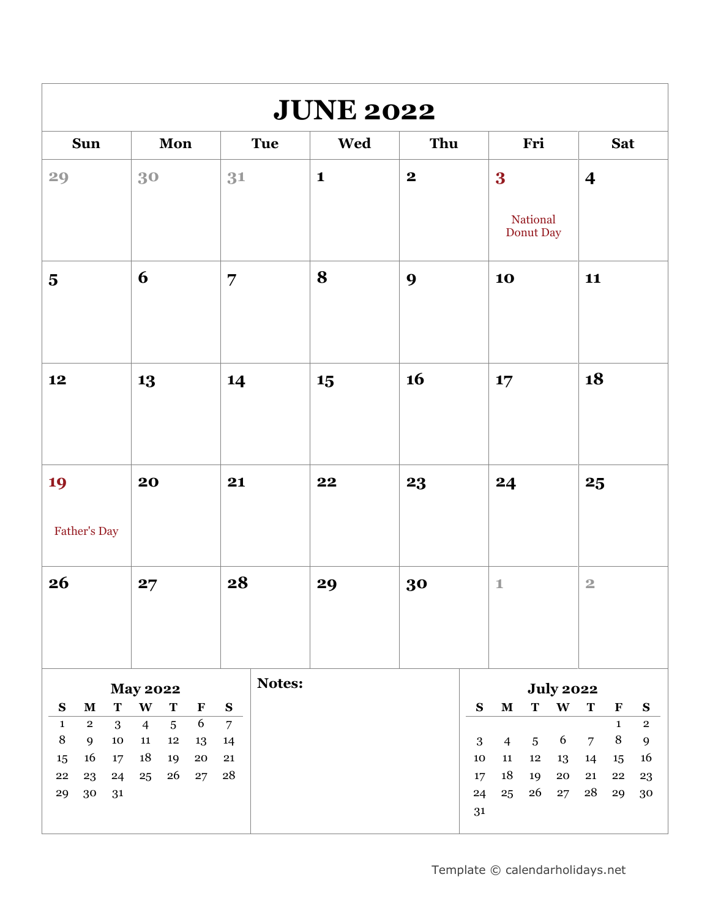# JUNE 2022

| Sun | Mon | Tue | Wed | Thu | Fri | Sat |
|---|---|---|---|---|---|---|
| 29 | 30 | 31 | 1 | 2 | 3 National Donut Day | 4 |
| 5 | 6 | 7 | 8 | 9 | 10 | 11 |
| 12 | 13 | 14 | 15 | 16 | 17 | 18 |
| 19 Father's Day | 20 | 21 | 22 | 23 | 24 | 25 |
| 26 | 27 | 28 | 29 | 30 | 1 | 2 |

**May 2022**

| S | M | T | W | T | F | S |
|---|---|---|---|---|---|---|
| 1 | 2 | 3 | 4 | 5 | 6 | 7 |
| 8 | 9 | 10 | 11 | 12 | 13 | 14 |
| 15 | 16 | 17 | 18 | 19 | 20 | 21 |
| 22 | 23 | 24 | 25 | 26 | 27 | 28 |
| 29 | 30 | 31 | | | | |

**Notes:**

**July 2022**

| S | M | T | W | T | F | S |
|---|---|---|---|---|---|---|
| | | | | | 1 | 2 |
| 3 | 4 | 5 | 6 | 7 | 8 | 9 |
| 10 | 11 | 12 | 13 | 14 | 15 | 16 |
| 17 | 18 | 19 | 20 | 21 | 22 | 23 |
| 24 | 25 | 26 | 27 | 28 | 29 | 30 |
| 31 | | | | | | |

Template © calendarholidays.net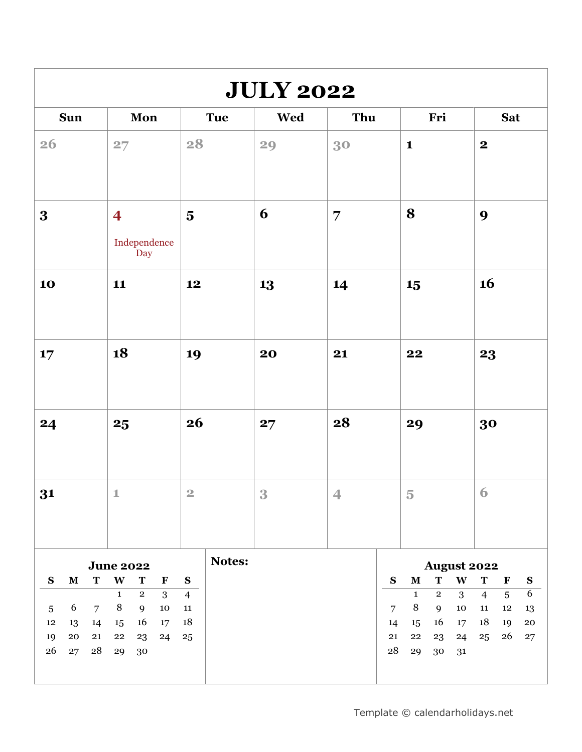# JULY 2022

| Sun | Mon | Tue | Wed | Thu | Fri | Sat |
|---|---|---|---|---|---|---|
| 26 | 27 | 28 | 29 | 30 | 1 | 2 |
| 3 | 4 Independence Day | 5 | 6 | 7 | 8 | 9 |
| 10 | 11 | 12 | 13 | 14 | 15 | 16 |
| 17 | 18 | 19 | 20 | 21 | 22 | 23 |
| 24 | 25 | 26 | 27 | 28 | 29 | 30 |
| 31 | 1 | 2 | 3 | 4 | 5 | 6 |

### June 2022

| S | M | T | W | T | F | S |
|---|---|---|---|---|---|---|
| | | | 1 | 2 | 3 | 4 |
| 5 | 6 | 7 | 8 | 9 | 10 | 11 |
| 12 | 13 | 14 | 15 | 16 | 17 | 18 |
| 19 | 20 | 21 | 22 | 23 | 24 | 25 |
| 26 | 27 | 28 | 29 | 30 | | |

**Notes:**

### August 2022

| S | M | T | W | T | F | S |
|---|---|---|---|---|---|---|
| | 1 | 2 | 3 | 4 | 5 | 6 |
| 7 | 8 | 9 | 10 | 11 | 12 | 13 |
| 14 | 15 | 16 | 17 | 18 | 19 | 20 |
| 21 | 22 | 23 | 24 | 25 | 26 | 27 |
| 28 | 29 | 30 | 31 | | | |

Template © calendarholidays.net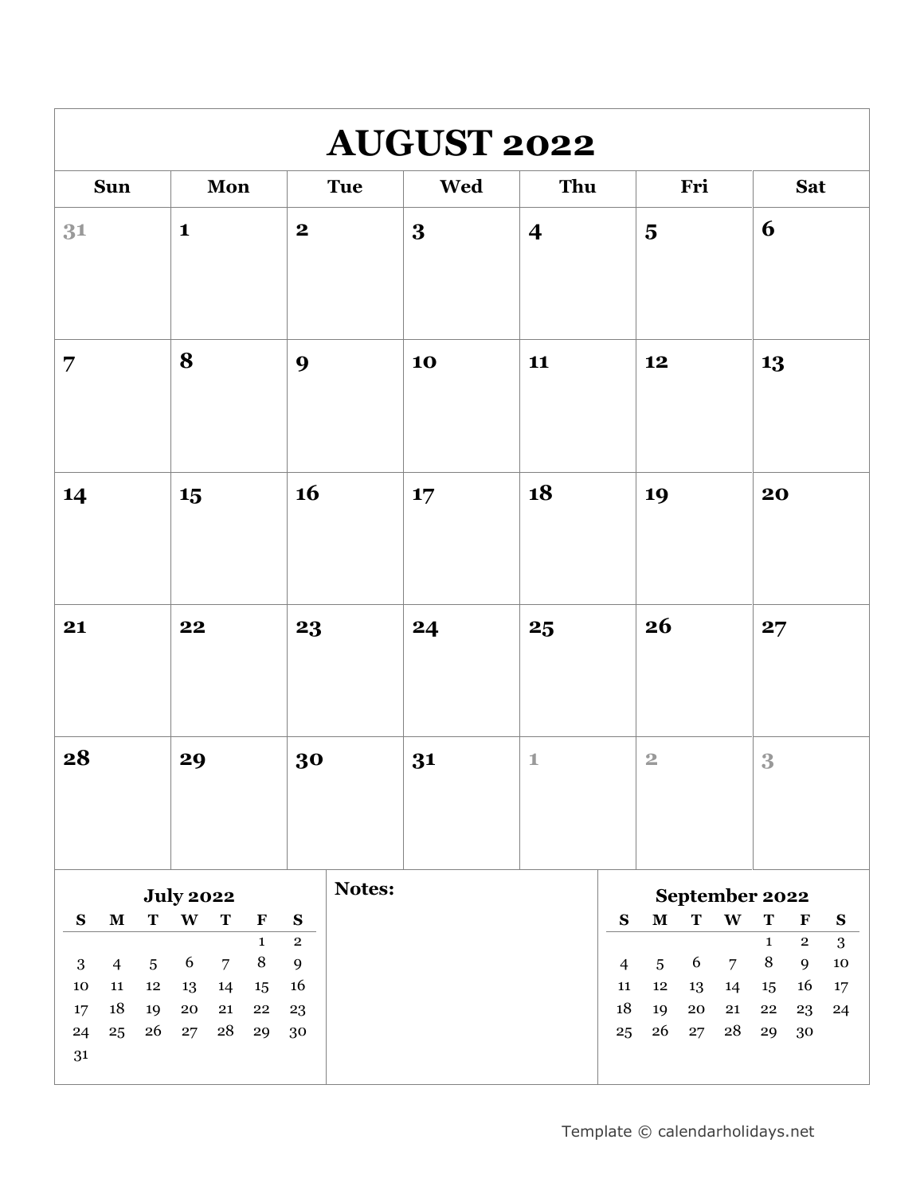# AUGUST 2022

| Sun | Mon | Tue | Wed | Thu | Fri | Sat |
|---|---|---|---|---|---|---|
| 31 | 1 | 2 | 3 | 4 | 5 | 6 |
| 7 | 8 | 9 | 10 | 11 | 12 | 13 |
| 14 | 15 | 16 | 17 | 18 | 19 | 20 |
| 21 | 22 | 23 | 24 | 25 | 26 | 27 |
| 28 | 29 | 30 | 31 | 1 | 2 | 3 |

**July 2022**

| S | M | T | W | T | F | S |
|---|---|---|---|---|---|---|
| | | | | | 1 | 2 |
| 3 | 4 | 5 | 6 | 7 | 8 | 9 |
| 10 | 11 | 12 | 13 | 14 | 15 | 16 |
| 17 | 18 | 19 | 20 | 21 | 22 | 23 |
| 24 | 25 | 26 | 27 | 28 | 29 | 30 |
| 31 | | | | | | |

**Notes:**

**September 2022**

| S | M | T | W | T | F | S |
|---|---|---|---|---|---|---|
| | | | | 1 | 2 | 3 |
| 4 | 5 | 6 | 7 | 8 | 9 | 10 |
| 11 | 12 | 13 | 14 | 15 | 16 | 17 |
| 18 | 19 | 20 | 21 | 22 | 23 | 24 |
| 25 | 26 | 27 | 28 | 29 | 30 | |

Template © calendarholidays.net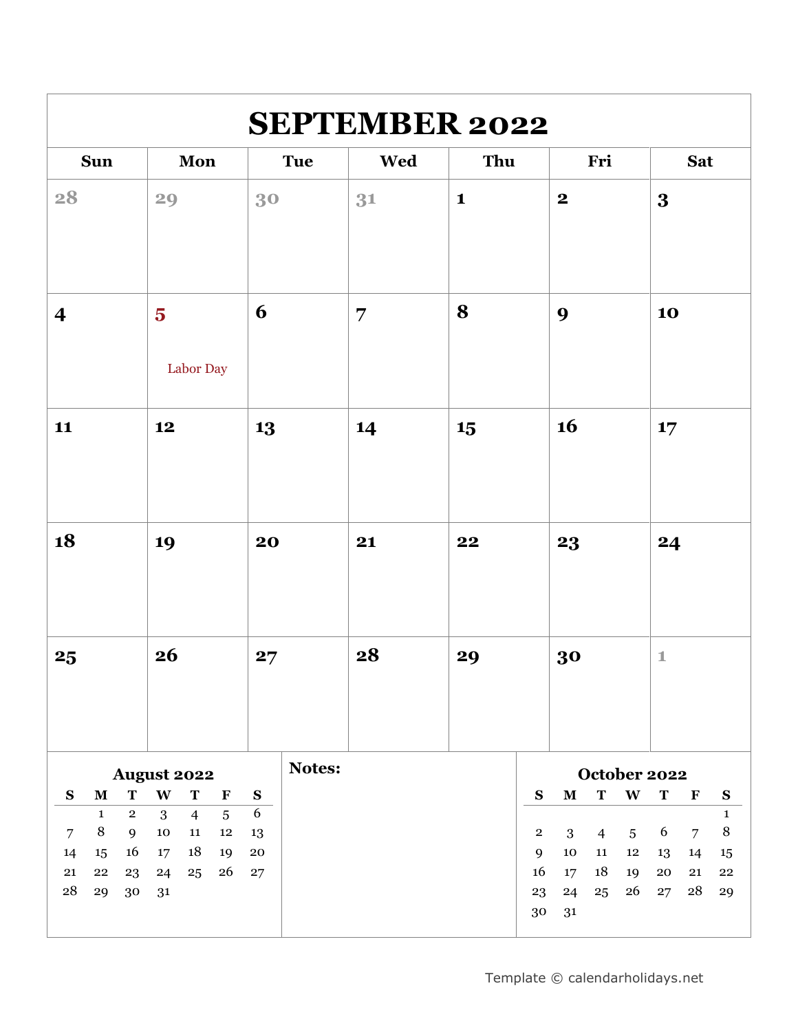# SEPTEMBER 2022

| Sun | Mon | Tue | Wed | Thu | Fri | Sat |
|---|---|---|---|---|---|---|
| 28 | 29 | 30 | 31 | 1 | 2 | 3 |
| 4 | 5 Labor Day | 6 | 7 | 8 | 9 | 10 |
| 11 | 12 | 13 | 14 | 15 | 16 | 17 |
| 18 | 19 | 20 | 21 | 22 | 23 | 24 |
| 25 | 26 | 27 | 28 | 29 | 30 | 1 |

**August 2022**

| S | M | T | W | T | F | S |
|---|---|---|---|---|---|---|
| | 1 | 2 | 3 | 4 | 5 | 6 |
| 7 | 8 | 9 | 10 | 11 | 12 | 13 |
| 14 | 15 | 16 | 17 | 18 | 19 | 20 |
| 21 | 22 | 23 | 24 | 25 | 26 | 27 |
| 28 | 29 | 30 | 31 | | | |

**Notes:**

**October 2022**

| S | M | T | W | T | F | S |
|---|---|---|---|---|---|---|
| | | | | | | 1 |
| 2 | 3 | 4 | 5 | 6 | 7 | 8 |
| 9 | 10 | 11 | 12 | 13 | 14 | 15 |
| 16 | 17 | 18 | 19 | 20 | 21 | 22 |
| 23 | 24 | 25 | 26 | 27 | 28 | 29 |
| 30 | 31 | | | | | |

Template © calendarholidays.net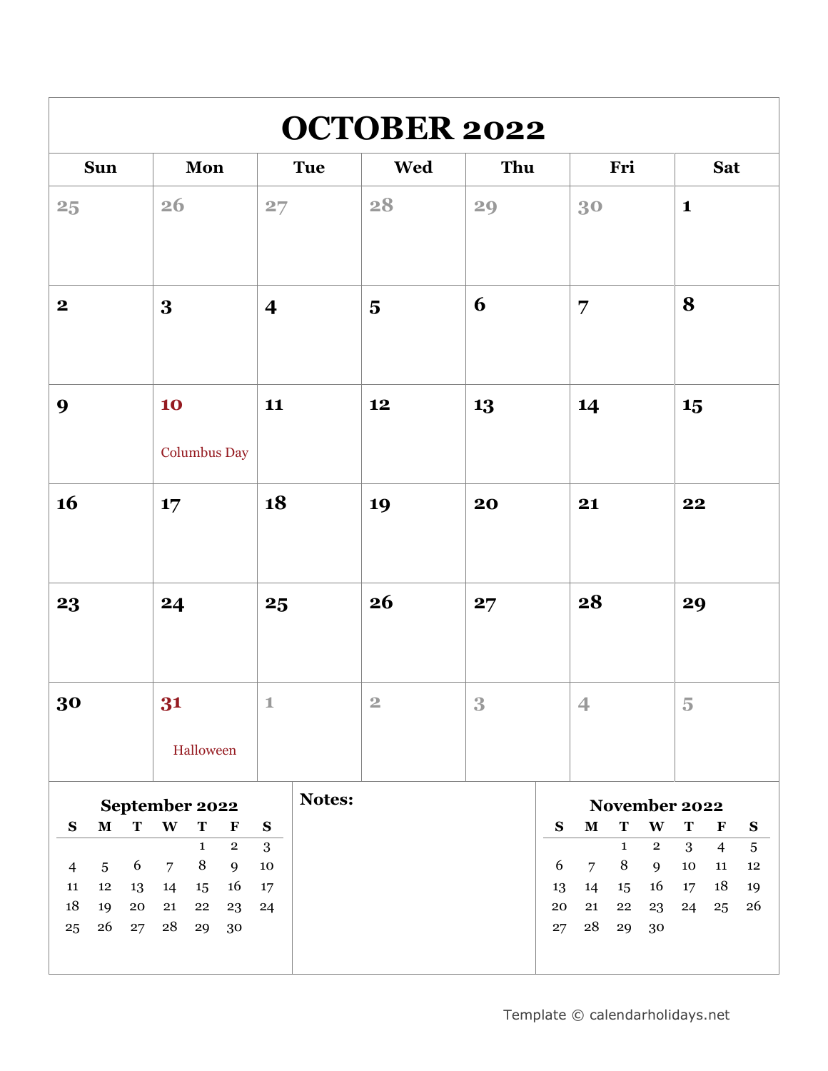# OCTOBER 2022

| Sun | Mon | Tue | Wed | Thu | Fri | Sat |
|---|---|---|---|---|---|---|
| 25 | 26 | 27 | 28 | 29 | 30 | 1 |
| 2 | 3 | 4 | 5 | 6 | 7 | 8 |
| 9 | 10 Columbus Day | 11 | 12 | 13 | 14 | 15 |
| 16 | 17 | 18 | 19 | 20 | 21 | 22 |
| 23 | 24 | 25 | 26 | 27 | 28 | 29 |
| 30 | 31 Halloween | 1 | 2 | 3 | 4 | 5 |

**September 2022**

| S | M | T | W | T | F | S |
|---|---|---|---|---|---|---|
| | | | | 1 | 2 | 3 |
| 4 | 5 | 6 | 7 | 8 | 9 | 10 |
| 11 | 12 | 13 | 14 | 15 | 16 | 17 |
| 18 | 19 | 20 | 21 | 22 | 23 | 24 |
| 25 | 26 | 27 | 28 | 29 | 30 | |

**Notes:**

**November 2022**

| S | M | T | W | T | F | S |
|---|---|---|---|---|---|---|
| | | 1 | 2 | 3 | 4 | 5 |
| 6 | 7 | 8 | 9 | 10 | 11 | 12 |
| 13 | 14 | 15 | 16 | 17 | 18 | 19 |
| 20 | 21 | 22 | 23 | 24 | 25 | 26 |
| 27 | 28 | 29 | 30 | | | |

Template © calendarholidays.net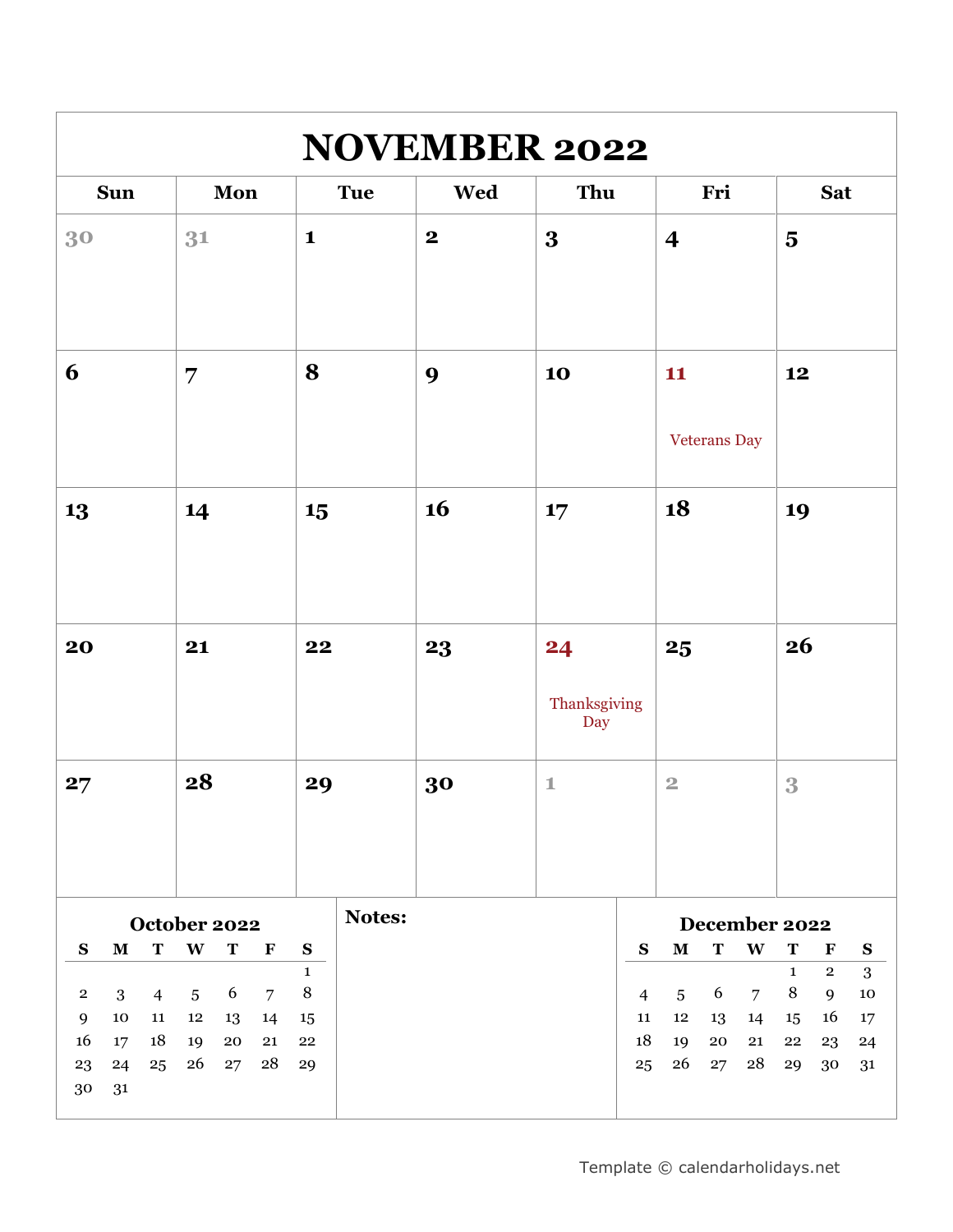# NOVEMBER 2022

| Sun | Mon | Tue | Wed | Thu | Fri | Sat |
|---|---|---|---|---|---|---|
| 30 | 31 | 1 | 2 | 3 | 4 | 5 |
| 6 | 7 | 8 | 9 | 10 | 11 Veterans Day | 12 |
| 13 | 14 | 15 | 16 | 17 | 18 | 19 |
| 20 | 21 | 22 | 23 | 24 Thanksgiving Day | 25 | 26 |
| 27 | 28 | 29 | 30 | 1 | 2 | 3 |

### October 2022

| S | M | T | W | T | F | S |
|---|---|---|---|---|---|---|
| | | | | | | 1 |
| 2 | 3 | 4 | 5 | 6 | 7 | 8 |
| 9 | 10 | 11 | 12 | 13 | 14 | 15 |
| 16 | 17 | 18 | 19 | 20 | 21 | 22 |
| 23 | 24 | 25 | 26 | 27 | 28 | 29 |
| 30 | 31 | | | | | |

**Notes:**

### December 2022

| S | M | T | W | T | F | S |
|---|---|---|---|---|---|---|
| | | | | 1 | 2 | 3 |
| 4 | 5 | 6 | 7 | 8 | 9 | 10 |
| 11 | 12 | 13 | 14 | 15 | 16 | 17 |
| 18 | 19 | 20 | 21 | 22 | 23 | 24 |
| 25 | 26 | 27 | 28 | 29 | 30 | 31 |

Template © calendarholidays.net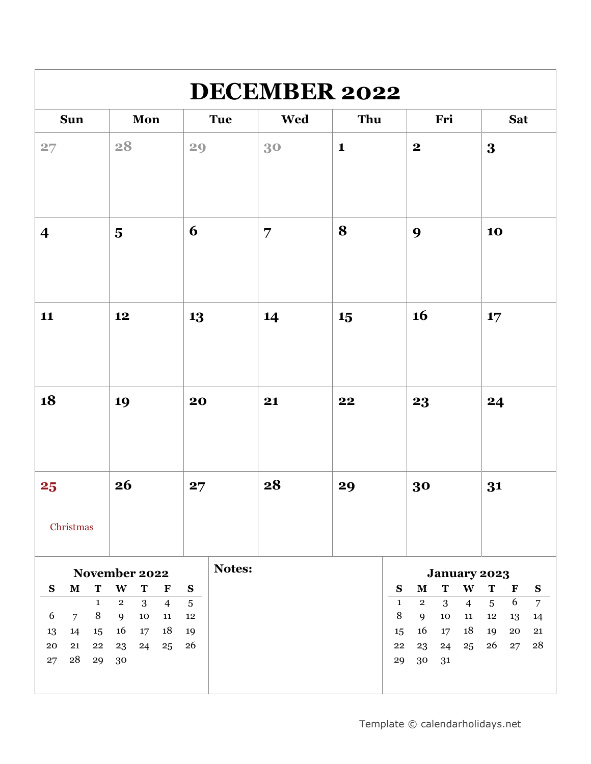# DECEMBER 2022

| Sun | Mon | Tue | Wed | Thu | Fri | Sat |
|---|---|---|---|---|---|---|
| 27 | 28 | 29 | 30 | 1 | 2 | 3 |
| 4 | 5 | 6 | 7 | 8 | 9 | 10 |
| 11 | 12 | 13 | 14 | 15 | 16 | 17 |
| 18 | 19 | 20 | 21 | 22 | 23 | 24 |
| 25 Christmas | 26 | 27 | 28 | 29 | 30 | 31 |

### November 2022

| S | M | T | W | T | F | S |
|---|---|---|---|---|---|---|
| | | 1 | 2 | 3 | 4 | 5 |
| 6 | 7 | 8 | 9 | 10 | 11 | 12 |
| 13 | 14 | 15 | 16 | 17 | 18 | 19 |
| 20 | 21 | 22 | 23 | 24 | 25 | 26 |
| 27 | 28 | 29 | 30 | | | |

**Notes:**

### January 2023

| S | M | T | W | T | F | S |
|---|---|---|---|---|---|---|
| 1 | 2 | 3 | 4 | 5 | 6 | 7 |
| 8 | 9 | 10 | 11 | 12 | 13 | 14 |
| 15 | 16 | 17 | 18 | 19 | 20 | 21 |
| 22 | 23 | 24 | 25 | 26 | 27 | 28 |
| 29 | 30 | 31 | | | | |

Template © calendarholidays.net